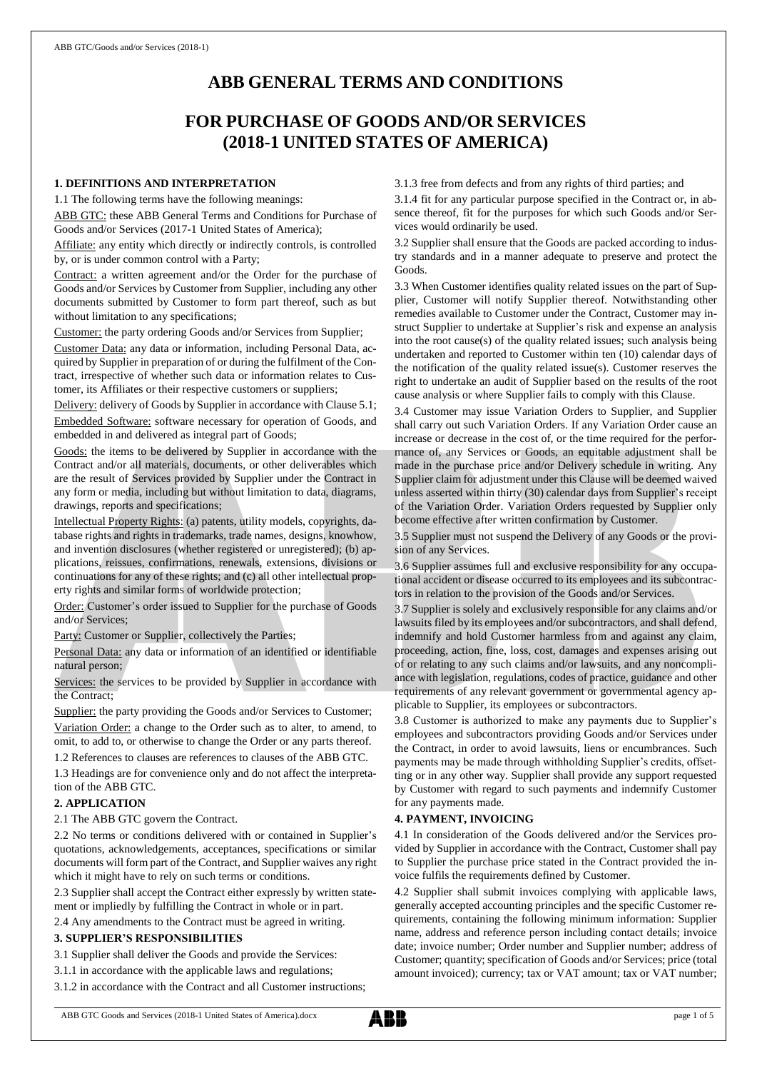# ABB GENERAL TERMS AND CONDITIONS

# FOR PURCHASE OF GOODS AND/OR SERVICES (2018-1 UNITED STATES OF AMERICA)

## 1. DEFINITIONS AND INTERPRETATION

1.1 The following terms have the following meanings:

ABB GTC: these ABB General Terms and Conditions for Purchase of Goods and/or Services (2017-1 United States of America);

Affiliate: any entity which directly or indirectly controls, is controlled by, or is under common control with a Party;

Contract: a written agreement and/or the Order for the purchase of Goods and/or Services by Customer from Supplier, including any other documents submitted by Customer to form part thereof, such as but without limitation to any specifications;

Customer: the party ordering Goods and/or Services from Supplier;

Customer Data: any data or information, including Personal Data, acquired by Supplier in preparation of or during the fulfilment of the Contract, irrespective of whether such data or information relates to Customer, its Affiliates or their respective customers or suppliers;

Delivery: delivery of Goods by Supplier in accordance with Clause 5.1;

Embedded Software: software necessary for operation of Goods, and embedded in and delivered as integral part of Goods;

Goods: the items to be delivered by Supplier in accordance with the Contract and/or all materials, documents, or other deliverables which are the result of Services provided by Supplier under the Contract in any form or media, including but without limitation to data, diagrams, drawings, reports and specifications;

Intellectual Property Rights: (a) patents, utility models, copyrights, database rights and rights in trademarks, trade names, designs, knowhow, and invention disclosures (whether registered or unregistered); (b) applications, reissues, confirmations, renewals, extensions, divisions or continuations for any of these rights; and (c) all other intellectual property rights and similar forms of worldwide protection;

Order: Customer's order issued to Supplier for the purchase of Goods and/or Services;

Party: Customer or Supplier, collectively the Parties;

Personal Data: any data or information of an identified or identifiable natural person;

Services: the services to be provided by Supplier in accordance with the Contract;

Supplier: the party providing the Goods and/or Services to Customer;

Variation Order: a change to the Order such as to alter, to amend, to omit, to add to, or otherwise to change the Order or any parts thereof.

1.2 References to clauses are references to clauses of the ABB GTC.

1.3 Headings are for convenience only and do not affect the interpretation of the ABB GTC.

## 2. APPLICATION

2.1 The ABB GTC govern the Contract.

2.2 No terms or conditions delivered with or contained in Supplier's quotations, acknowledgements, acceptances, specifications or similar documents will form part of the Contract, and Supplier waives any right which it might have to rely on such terms or conditions.

2.3 Supplier shall accept the Contract either expressly by written statement or impliedly by fulfilling the Contract in whole or in part.

2.4 Any amendments to the Contract must be agreed in writing.

## 3. SUPPLIER'S RESPONSIBILITIES

3.1 Supplier shall deliver the Goods and provide the Services:

3.1.1 in accordance with the applicable laws and regulations;

3.1.2 in accordance with the Contract and all Customer instructions;

3.1.3 free from defects and from any rights of third parties; and

3.1.4 fit for any particular purpose specified in the Contract or, in absence thereof, fit for the purposes for which such Goods and/or Services would ordinarily be used.

3.2 Supplier shall ensure that the Goods are packed according to industry standards and in a manner adequate to preserve and protect the Goods.

3.3 When Customer identifies quality related issues on the part of Supplier, Customer will notify Supplier thereof. Notwithstanding other remedies available to Customer under the Contract, Customer may instruct Supplier to undertake at Supplier's risk and expense an analysis into the root cause(s) of the quality related issues; such analysis being undertaken and reported to Customer within ten (10) calendar days of the notification of the quality related issue(s). Customer reserves the right to undertake an audit of Supplier based on the results of the root cause analysis or where Supplier fails to comply with this Clause.

3.4 Customer may issue Variation Orders to Supplier, and Supplier shall carry out such Variation Orders. If any Variation Order cause an increase or decrease in the cost of, or the time required for the performance of, any Services or Goods, an equitable adjustment shall be made in the purchase price and/or Delivery schedule in writing. Any Supplier claim for adjustment under this Clause will be deemed waived unless asserted within thirty (30) calendar days from Supplier's receipt of the Variation Order. Variation Orders requested by Supplier only become effective after written confirmation by Customer.

3.5 Supplier must not suspend the Delivery of any Goods or the provision of any Services.

3.6 Supplier assumes full and exclusive responsibility for any occupational accident or disease occurred to its employees and its subcontractors in relation to the provision of the Goods and/or Services.

3.7 Supplier is solely and exclusively responsible for any claims and/or lawsuits filed by its employees and/or subcontractors, and shall defend, indemnify and hold Customer harmless from and against any claim, proceeding, action, fine, loss, cost, damages and expenses arising out of or relating to any such claims and/or lawsuits, and any noncompliance with legislation, regulations, codes of practice, guidance and other requirements of any relevant government or governmental agency applicable to Supplier, its employees or subcontractors.

3.8 Customer is authorized to make any payments due to Supplier's employees and subcontractors providing Goods and/or Services under the Contract, in order to avoid lawsuits, liens or encumbrances. Such payments may be made through withholding Supplier's credits, offsetting or in any other way. Supplier shall provide any support requested by Customer with regard to such payments and indemnify Customer for any payments made.

## 4. PAYMENT, INVOICING

4.1 In consideration of the Goods delivered and/or the Services provided by Supplier in accordance with the Contract, Customer shall pay to Supplier the purchase price stated in the Contract provided the invoice fulfils the requirements defined by Customer.

4.2 Supplier shall submit invoices complying with applicable laws, generally accepted accounting principles and the specific Customer requirements, containing the following minimum information: Supplier name, address and reference person including contact details; invoice date; invoice number; Order number and Supplier number; address of Customer; quantity; specification of Goods and/or Services; price (total amount invoiced); currency; tax or VAT amount; tax or VAT number;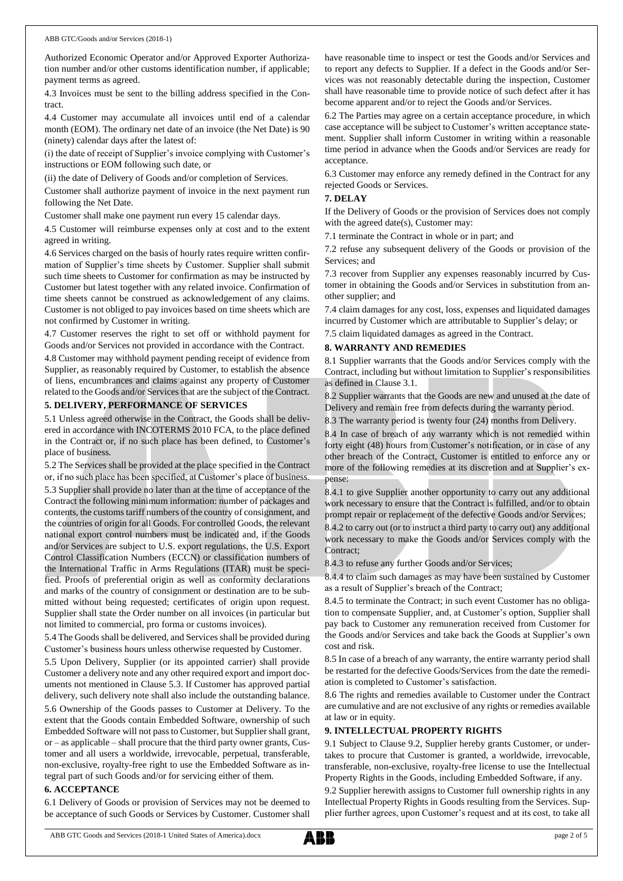Authorized Economic Operator and/or Approved Exporter Authorization number and/or other customs identification number, if applicable; payment terms as agreed.

4.3 Invoices must be sent to the billing address specified in the Contract.

4.4 Customer may accumulate all invoices until end of a calendar month (EOM). The ordinary net date of an invoice (the Net Date) is 90 (ninety) calendar days after the latest of:

(i) the date of receipt of Supplier's invoice complying with Customer's instructions or EOM following such date, or

(ii) the date of Delivery of Goods and/or completion of Services.

Customer shall authorize payment of invoice in the next payment run following the Net Date.

Customer shall make one payment run every 15 calendar days.

4.5 Customer will reimburse expenses only at cost and to the extent agreed in writing.

4.6 Services charged on the basis of hourly rates require written confirmation of Supplier's time sheets by Customer. Supplier shall submit such time sheets to Customer for confirmation as may be instructed by Customer but latest together with any related invoice. Confirmation of time sheets cannot be construed as acknowledgement of any claims. Customer is not obliged to pay invoices based on time sheets which are not confirmed by Customer in writing.

4.7 Customer reserves the right to set off or withhold payment for Goods and/or Services not provided in accordance with the Contract.

4.8 Customer may withhold payment pending receipt of evidence from Supplier, as reasonably required by Customer, to establish the absence of liens, encumbrances and claims against any property of Customer related to the Goods and/or Services that are the subject of the Contract.

## 5. DELIVERY, PERFORMANCE OF SERVICES

5.1 Unless agreed otherwise in the Contract, the Goods shall be delivered in accordance with INCOTERMS 2010 FCA, to the place defined in the Contract or, if no such place has been defined, to Customer's place of business.

5.2 The Services shall be provided at the place specified in the Contract or, if no such place has been specified, at Customer's place of business.

5.3 Supplier shall provide no later than at the time of acceptance of the Contract the following minimum information: number of packages and contents, the customs tariff numbers of the country of consignment, and the countries of origin for all Goods. For controlled Goods, the relevant national export control numbers must be indicated and, if the Goods and/or Services are subject to U.S. export regulations, the U.S. Export Control Classification Numbers (ECCN) or classification numbers of the International Traffic in Arms Regulations (ITAR) must be specified. Proofs of preferential origin as well as conformity declarations and marks of the country of consignment or destination are to be submitted without being requested; certificates of origin upon request. Supplier shall state the Order number on all invoices (in particular but not limited to commercial, pro forma or customs invoices).

5.4 The Goods shall be delivered, and Services shall be provided during Customer's business hours unless otherwise requested by Customer.

5.5 Upon Delivery, Supplier (or its appointed carrier) shall provide Customer a delivery note and any other required export and import documents not mentioned in Clause 5.3. If Customer has approved partial delivery, such delivery note shall also include the outstanding balance.

5.6 Ownership of the Goods passes to Customer at Delivery. To the extent that the Goods contain Embedded Software, ownership of such Embedded Software will not pass to Customer, but Supplier shall grant, or – as applicable – shall procure that the third party owner grants, Customer and all users a worldwide, irrevocable, perpetual, transferable, non-exclusive, royalty-free right to use the Embedded Software as integral part of such Goods and/or for servicing either of them.

## 6. ACCEPTANCE

6.1 Delivery of Goods or provision of Services may not be deemed to be acceptance of such Goods or Services by Customer. Customer shall have reasonable time to inspect or test the Goods and/or Services and to report any defects to Supplier. If a defect in the Goods and/or Services was not reasonably detectable during the inspection, Customer shall have reasonable time to provide notice of such defect after it has become apparent and/or to reject the Goods and/or Services.

6.2 The Parties may agree on a certain acceptance procedure, in which case acceptance will be subject to Customer's written acceptance statement. Supplier shall inform Customer in writing within a reasonable time period in advance when the Goods and/or Services are ready for acceptance.

6.3 Customer may enforce any remedy defined in the Contract for any rejected Goods or Services.

## 7. DELAY

If the Delivery of Goods or the provision of Services does not comply with the agreed date(s), Customer may:

7.1 terminate the Contract in whole or in part; and

7.2 refuse any subsequent delivery of the Goods or provision of the Services; and

7.3 recover from Supplier any expenses reasonably incurred by Customer in obtaining the Goods and/or Services in substitution from another supplier; and

7.4 claim damages for any cost, loss, expenses and liquidated damages incurred by Customer which are attributable to Supplier's delay; or

7.5 claim liquidated damages as agreed in the Contract.

## 8. WARRANTY AND REMEDIES

8.1 Supplier warrants that the Goods and/or Services comply with the Contract, including but without limitation to Supplier's responsibilities as defined in Clause 3.1.

8.2 Supplier warrants that the Goods are new and unused at the date of Delivery and remain free from defects during the warranty period.

8.3 The warranty period is twenty four (24) months from Delivery.

8.4 In case of breach of any warranty which is not remedied within forty eight (48) hours from Customer's notification, or in case of any other breach of the Contract, Customer is entitled to enforce any or more of the following remedies at its discretion and at Supplier's expense:

8.4.1 to give Supplier another opportunity to carry out any additional work necessary to ensure that the Contract is fulfilled, and/or to obtain prompt repair or replacement of the defective Goods and/or Services;

8.4.2 to carry out (or to instruct a third party to carry out) any additional work necessary to make the Goods and/or Services comply with the Contract;

8.4.3 to refuse any further Goods and/or Services;

8.4.4 to claim such damages as may have been sustained by Customer as a result of Supplier's breach of the Contract;

8.4.5 to terminate the Contract; in such event Customer has no obligation to compensate Supplier, and, at Customer's option, Supplier shall pay back to Customer any remuneration received from Customer for the Goods and/or Services and take back the Goods at Supplier's own cost and risk.

8.5 In case of a breach of any warranty, the entire warranty period shall be restarted for the defective Goods/Services from the date the remediation is completed to Customer's satisfaction.

8.6 The rights and remedies available to Customer under the Contract are cumulative and are not exclusive of any rights or remedies available at law or in equity.

## 9. INTELLECTUAL PROPERTY RIGHTS

9.1 Subject to Clause 9.2, Supplier hereby grants Customer, or undertakes to procure that Customer is granted, a worldwide, irrevocable, transferable, non-exclusive, royalty-free license to use the Intellectual Property Rights in the Goods, including Embedded Software, if any.

9.2 Supplier herewith assigns to Customer full ownership rights in any Intellectual Property Rights in Goods resulting from the Services. Supplier further agrees, upon Customer's request and at its cost, to take all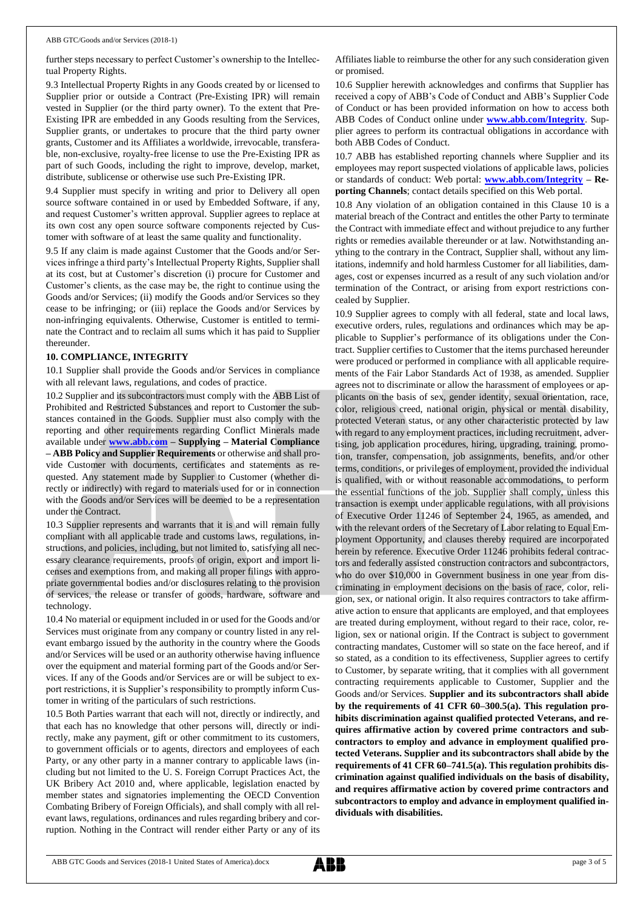further steps necessary to perfect Customer's ownership to the Intellectual Property Rights.

9.3 Intellectual Property Rights in any Goods created by or licensed to Supplier prior or outside a Contract (Pre-Existing IPR) will remain vested in Supplier (or the third party owner). To the extent that Pre-Existing IPR are embedded in any Goods resulting from the Services, Supplier grants, or undertakes to procure that the third party owner grants, Customer and its Affiliates a worldwide, irrevocable, transferable, non-exclusive, royalty-free license to use the Pre-Existing IPR as part of such Goods, including the right to improve, develop, market, distribute, sublicense or otherwise use such Pre-Existing IPR.

9.4 Supplier must specify in writing and prior to Delivery all open source software contained in or used by Embedded Software, if any, and request Customer's written approval. Supplier agrees to replace at its own cost any open source software components rejected by Customer with software of at least the same quality and functionality.

9.5 If any claim is made against Customer that the Goods and/or Services infringe a third party's Intellectual Property Rights, Supplier shall at its cost, but at Customer's discretion (i) procure for Customer and Customer's clients, as the case may be, the right to continue using the Goods and/or Services; (ii) modify the Goods and/or Services so they cease to be infringing; or (iii) replace the Goods and/or Services by non-infringing equivalents. Otherwise, Customer is entitled to terminate the Contract and to reclaim all sums which it has paid to Supplier thereunder.

## 10. COMPLIANCE, INTEGRITY

10.1 Supplier shall provide the Goods and/or Services in compliance with all relevant laws, regulations, and codes of practice.

10.2 Supplier and its subcontractors must comply with the ABB List of Prohibited and Restricted Substances and report to Customer the substances contained in the Goods. Supplier must also comply with the reporting and other requirements regarding Conflict Minerals made available under **www.abb.com – Supplying – Material Compliance – ABB Policy and Supplier Requirements** or otherwise and shall provide Customer with documents, certificates and statements as requested. Any statement made by Supplier to Customer (whether directly or indirectly) with regard to materials used for or in connection with the Goods and/or Services will be deemed to be a representation under the Contract.

10.3 Supplier represents and warrants that it is and will remain fully compliant with all applicable trade and customs laws, regulations, instructions, and policies, including, but not limited to, satisfying all necessary clearance requirements, proofs of origin, export and import licenses and exemptions from, and making all proper filings with appropriate governmental bodies and/or disclosures relating to the provision of services, the release or transfer of goods, hardware, software and technology.

10.4 No material or equipment included in or used for the Goods and/or Services must originate from any company or country listed in any relevant embargo issued by the authority in the country where the Goods and/or Services will be used or an authority otherwise having influence over the equipment and material forming part of the Goods and/or Services. If any of the Goods and/or Services are or will be subject to export restrictions, it is Supplier's responsibility to promptly inform Customer in writing of the particulars of such restrictions.

10.5 Both Parties warrant that each will not, directly or indirectly, and that each has no knowledge that other persons will, directly or indirectly, make any payment, gift or other commitment to its customers, to government officials or to agents, directors and employees of each Party, or any other party in a manner contrary to applicable laws (including but not limited to the U. S. Foreign Corrupt Practices Act, the UK Bribery Act 2010 and, where applicable, legislation enacted by member states and signatories implementing the OECD Convention Combating Bribery of Foreign Officials), and shall comply with all relevant laws, regulations, ordinances and rules regarding bribery and corruption. Nothing in the Contract will render either Party or any of its Affiliates liable to reimburse the other for any such consideration given or promised.

10.6 Supplier herewith acknowledges and confirms that Supplier has received a copy of ABB's Code of Conduct and ABB's Supplier Code of Conduct or has been provided information on how to access both ABB Codes of Conduct online under **www.abb.com/Integrity**. Supplier agrees to perform its contractual obligations in accordance with both ABB Codes of Conduct.

10.7 ABB has established reporting channels where Supplier and its employees may report suspected violations of applicable laws, policies or standards of conduct: Web portal: **www.abb.com/Integrity – Reporting Channels**; contact details specified on this Web portal.

10.8 Any violation of an obligation contained in this Clause 10 is a material breach of the Contract and entitles the other Party to terminate the Contract with immediate effect and without prejudice to any further rights or remedies available thereunder or at law. Notwithstanding anything to the contrary in the Contract, Supplier shall, without any limitations, indemnify and hold harmless Customer for all liabilities, damages, cost or expenses incurred as a result of any such violation and/or termination of the Contract, or arising from export restrictions concealed by Supplier.

10.9 Supplier agrees to comply with all federal, state and local laws, executive orders, rules, regulations and ordinances which may be applicable to Supplier's performance of its obligations under the Contract. Supplier certifies to Customer that the items purchased hereunder were produced or performed in compliance with all applicable requirements of the Fair Labor Standards Act of 1938, as amended. Supplier agrees not to discriminate or allow the harassment of employees or applicants on the basis of sex, gender identity, sexual orientation, race, color, religious creed, national origin, physical or mental disability, protected Veteran status, or any other characteristic protected by law with regard to any employment practices, including recruitment, advertising, job application procedures, hiring, upgrading, training, promotion, transfer, compensation, job assignments, benefits, and/or other terms, conditions, or privileges of employment, provided the individual is qualified, with or without reasonable accommodations, to perform the essential functions of the job. Supplier shall comply, unless this transaction is exempt under applicable regulations, with all provisions of Executive Order 11246 of September 24, 1965, as amended, and with the relevant orders of the Secretary of Labor relating to Equal Employment Opportunity, and clauses thereby required are incorporated herein by reference. Executive Order 11246 prohibits federal contractors and federally assisted construction contractors and subcontractors, who do over $10,000 in Government business in one year from discriminating in employment decisions on the basis of race, color, religion, sex, or national origin. It also requires contractors to take affirmative action to ensure that applicants are employed, and that employees are treated during employment, without regard to their race, color, religion, sex or national origin. If the Contract is subject to government contracting mandates, Customer will so state on the face hereof, and if so stated, as a condition to its effectiveness, Supplier agrees to certify to Customer, by separate writing, that it complies with all government contracting requirements applicable to Customer, Supplier and the Goods and/or Services. **Supplier and its subcontractors shall abide by the requirements of 41 CFR 60–300.5(a). This regulation prohibits discrimination against qualified protected Veterans, and requires affirmative action by covered prime contractors and subcontractors to employ and advance in employment qualified protected Veterans. Supplier and its subcontractors shall abide by the requirements of 41 CFR 60–741.5(a). This regulation prohibits discrimination against qualified individuals on the basis of disability, and requires affirmative action by covered prime contractors and subcontractors to employ and advance in employment qualified individuals with disabilities.**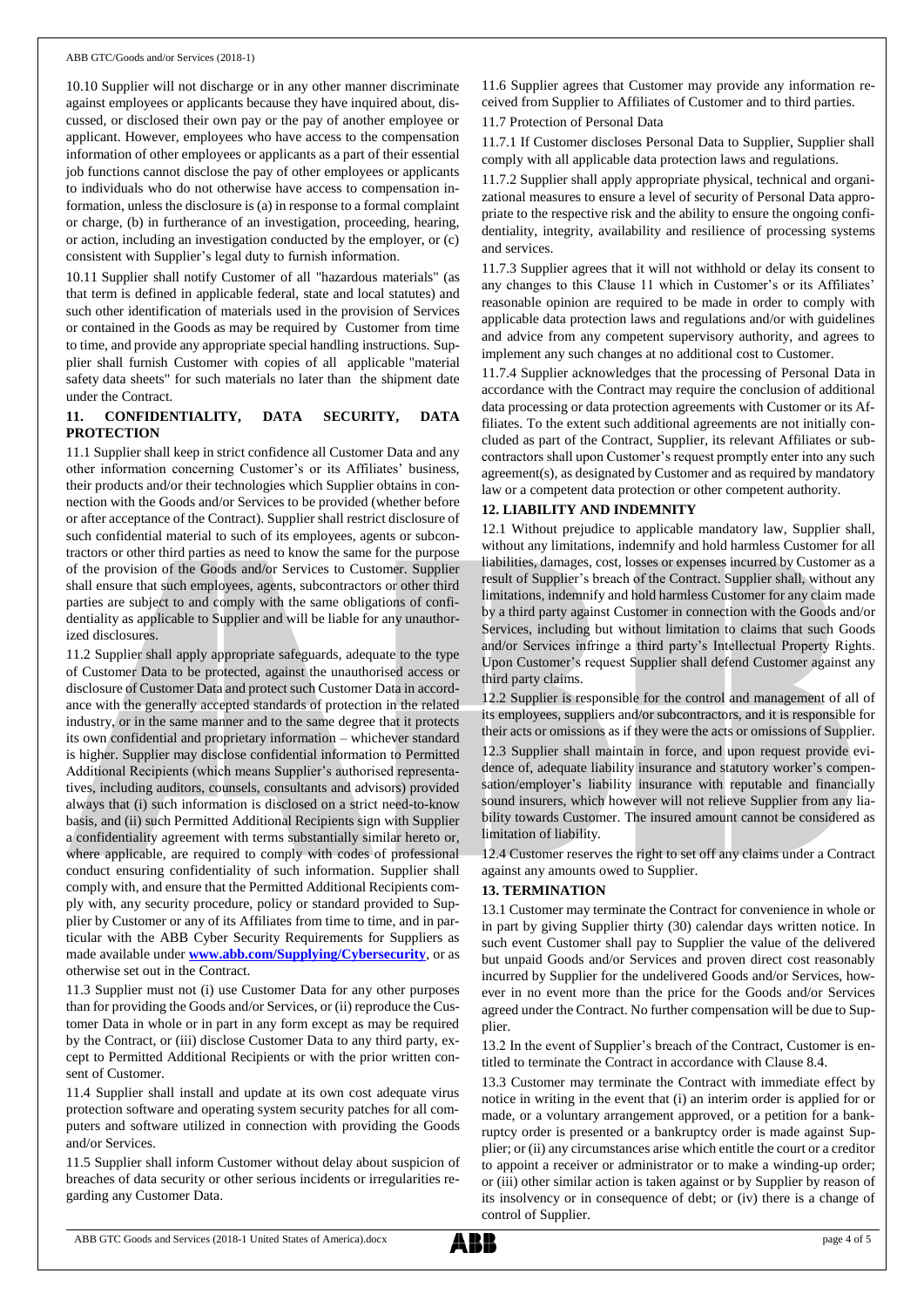10.10 Supplier will not discharge or in any other manner discriminate against employees or applicants because they have inquired about, discussed, or disclosed their own pay or the pay of another employee or applicant. However, employees who have access to the compensation information of other employees or applicants as a part of their essential job functions cannot disclose the pay of other employees or applicants to individuals who do not otherwise have access to compensation information, unless the disclosure is (a) in response to a formal complaint or charge, (b) in furtherance of an investigation, proceeding, hearing, or action, including an investigation conducted by the employer, or (c) consistent with Supplier's legal duty to furnish information.

10.11 Supplier shall notify Customer of all "hazardous materials" (as that term is defined in applicable federal, state and local statutes) and such other identification of materials used in the provision of Services or contained in the Goods as may be required by Customer from time to time, and provide any appropriate special handling instructions. Supplier shall furnish Customer with copies of all applicable "material safety data sheets" for such materials no later than the shipment date under the Contract.

## 11. CONFIDENTIALITY, DATA SECURITY, DATA PROTECTION

11.1 Supplier shall keep in strict confidence all Customer Data and any other information concerning Customer's or its Affiliates' business, their products and/or their technologies which Supplier obtains in connection with the Goods and/or Services to be provided (whether before or after acceptance of the Contract). Supplier shall restrict disclosure of such confidential material to such of its employees, agents or subcontractors or other third parties as need to know the same for the purpose of the provision of the Goods and/or Services to Customer. Supplier shall ensure that such employees, agents, subcontractors or other third parties are subject to and comply with the same obligations of confidentiality as applicable to Supplier and will be liable for any unauthorized disclosures.

11.2 Supplier shall apply appropriate safeguards, adequate to the type of Customer Data to be protected, against the unauthorised access or disclosure of Customer Data and protect such Customer Data in accordance with the generally accepted standards of protection in the related industry, or in the same manner and to the same degree that it protects its own confidential and proprietary information – whichever standard is higher. Supplier may disclose confidential information to Permitted Additional Recipients (which means Supplier's authorised representatives, including auditors, counsels, consultants and advisors) provided always that (i) such information is disclosed on a strict need-to-know basis, and (ii) such Permitted Additional Recipients sign with Supplier a confidentiality agreement with terms substantially similar hereto or, where applicable, are required to comply with codes of professional conduct ensuring confidentiality of such information. Supplier shall comply with, and ensure that the Permitted Additional Recipients comply with, any security procedure, policy or standard provided to Supplier by Customer or any of its Affiliates from time to time, and in particular with the ABB Cyber Security Requirements for Suppliers as made available under **www.abb.com/Supplying/Cybersecurity**, or as otherwise set out in the Contract.

11.3 Supplier must not (i) use Customer Data for any other purposes than for providing the Goods and/or Services, or (ii) reproduce the Customer Data in whole or in part in any form except as may be required by the Contract, or (iii) disclose Customer Data to any third party, except to Permitted Additional Recipients or with the prior written consent of Customer.

11.4 Supplier shall install and update at its own cost adequate virus protection software and operating system security patches for all computers and software utilized in connection with providing the Goods and/or Services.

11.5 Supplier shall inform Customer without delay about suspicion of breaches of data security or other serious incidents or irregularities regarding any Customer Data.

11.6 Supplier agrees that Customer may provide any information received from Supplier to Affiliates of Customer and to third parties.

11.7 Protection of Personal Data

11.7.1 If Customer discloses Personal Data to Supplier, Supplier shall comply with all applicable data protection laws and regulations.

11.7.2 Supplier shall apply appropriate physical, technical and organizational measures to ensure a level of security of Personal Data appropriate to the respective risk and the ability to ensure the ongoing confidentiality, integrity, availability and resilience of processing systems and services.

11.7.3 Supplier agrees that it will not withhold or delay its consent to any changes to this Clause 11 which in Customer's or its Affiliates' reasonable opinion are required to be made in order to comply with applicable data protection laws and regulations and/or with guidelines and advice from any competent supervisory authority, and agrees to implement any such changes at no additional cost to Customer.

11.7.4 Supplier acknowledges that the processing of Personal Data in accordance with the Contract may require the conclusion of additional data processing or data protection agreements with Customer or its Affiliates. To the extent such additional agreements are not initially concluded as part of the Contract, Supplier, its relevant Affiliates or subcontractors shall upon Customer's request promptly enter into any such agreement(s), as designated by Customer and as required by mandatory law or a competent data protection or other competent authority.

## 12. LIABILITY AND INDEMNITY

12.1 Without prejudice to applicable mandatory law, Supplier shall, without any limitations, indemnify and hold harmless Customer for all liabilities, damages, cost, losses or expenses incurred by Customer as a result of Supplier's breach of the Contract. Supplier shall, without any limitations, indemnify and hold harmless Customer for any claim made by a third party against Customer in connection with the Goods and/or Services, including but without limitation to claims that such Goods and/or Services infringe a third party's Intellectual Property Rights. Upon Customer's request Supplier shall defend Customer against any third party claims.

12.2 Supplier is responsible for the control and management of all of its employees, suppliers and/or subcontractors, and it is responsible for their acts or omissions as if they were the acts or omissions of Supplier.

12.3 Supplier shall maintain in force, and upon request provide evidence of, adequate liability insurance and statutory worker's compensation/employer's liability insurance with reputable and financially sound insurers, which however will not relieve Supplier from any liability towards Customer. The insured amount cannot be considered as limitation of liability.

12.4 Customer reserves the right to set off any claims under a Contract against any amounts owed to Supplier.

## 13. TERMINATION

13.1 Customer may terminate the Contract for convenience in whole or in part by giving Supplier thirty (30) calendar days written notice. In such event Customer shall pay to Supplier the value of the delivered but unpaid Goods and/or Services and proven direct cost reasonably incurred by Supplier for the undelivered Goods and/or Services, however in no event more than the price for the Goods and/or Services agreed under the Contract. No further compensation will be due to Supplier.

13.2 In the event of Supplier's breach of the Contract, Customer is entitled to terminate the Contract in accordance with Clause 8.4.

13.3 Customer may terminate the Contract with immediate effect by notice in writing in the event that (i) an interim order is applied for or made, or a voluntary arrangement approved, or a petition for a bankruptcy order is presented or a bankruptcy order is made against Supplier; or (ii) any circumstances arise which entitle the court or a creditor to appoint a receiver or administrator or to make a winding-up order; or (iii) other similar action is taken against or by Supplier by reason of its insolvency or in consequence of debt; or (iv) there is a change of control of Supplier.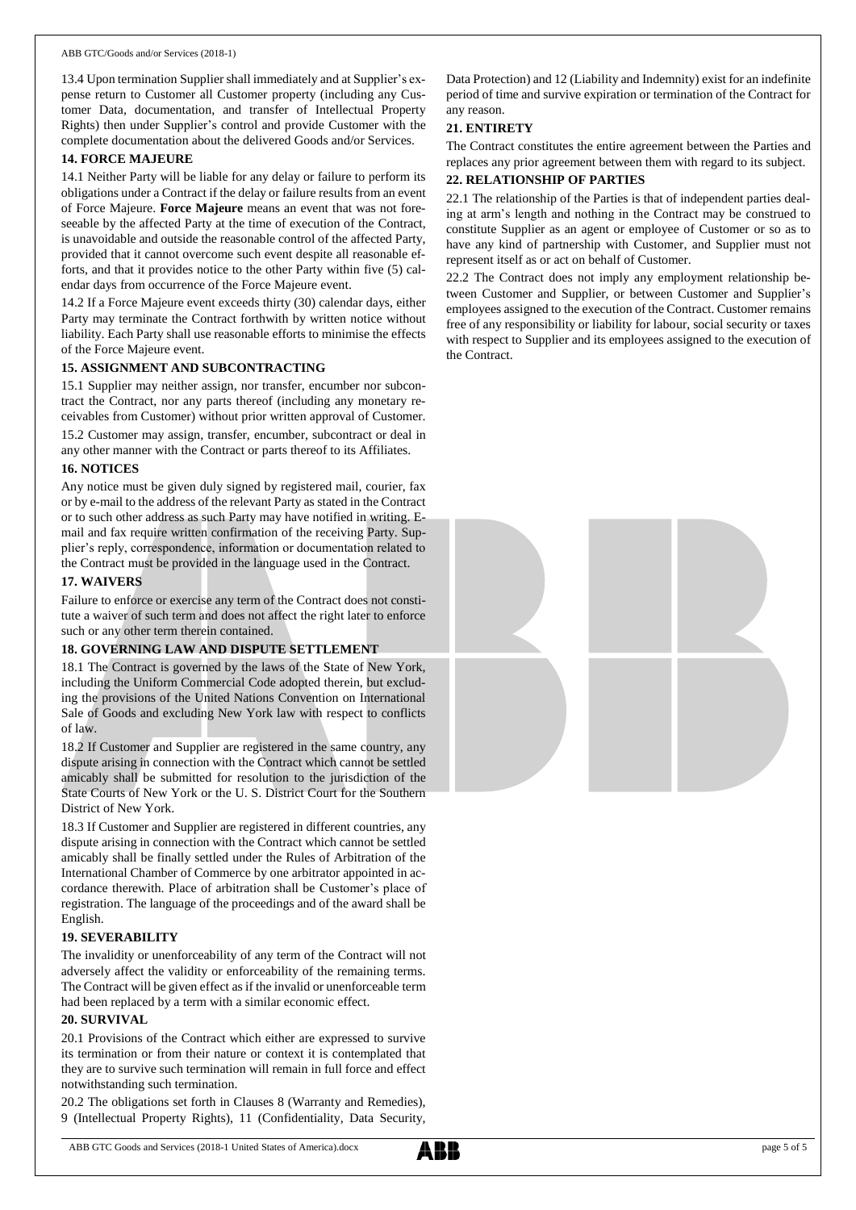13.4 Upon termination Supplier shall immediately and at Supplier's expense return to Customer all Customer property (including any Customer Data, documentation, and transfer of Intellectual Property Rights) then under Supplier's control and provide Customer with the complete documentation about the delivered Goods and/or Services.

### 14. FORCE MAJEURE

14.1 Neither Party will be liable for any delay or failure to perform its obligations under a Contract if the delay or failure results from an event of Force Majeure. **Force Majeure** means an event that was not foreseeable by the affected Party at the time of execution of the Contract, is unavoidable and outside the reasonable control of the affected Party, provided that it cannot overcome such event despite all reasonable efforts, and that it provides notice to the other Party within five (5) calendar days from occurrence of the Force Majeure event.

14.2 If a Force Majeure event exceeds thirty (30) calendar days, either Party may terminate the Contract forthwith by written notice without liability. Each Party shall use reasonable efforts to minimise the effects of the Force Majeure event.

### 15. ASSIGNMENT AND SUBCONTRACTING

15.1 Supplier may neither assign, nor transfer, encumber nor subcontract the Contract, nor any parts thereof (including any monetary receivables from Customer) without prior written approval of Customer.

15.2 Customer may assign, transfer, encumber, subcontract or deal in any other manner with the Contract or parts thereof to its Affiliates.

### 16. NOTICES

Any notice must be given duly signed by registered mail, courier, fax or by e-mail to the address of the relevant Party as stated in the Contract or to such other address as such Party may have notified in writing. E-mail and fax require written confirmation of the receiving Party. Supplier's reply, correspondence, information or documentation related to the Contract must be provided in the language used in the Contract.

### 17. WAIVERS

Failure to enforce or exercise any term of the Contract does not constitute a waiver of such term and does not affect the right later to enforce such or any other term therein contained.

### 18. GOVERNING LAW AND DISPUTE SETTLEMENT

18.1 The Contract is governed by the laws of the State of New York, including the Uniform Commercial Code adopted therein, but excluding the provisions of the United Nations Convention on International Sale of Goods and excluding New York law with respect to conflicts of law.

18.2 If Customer and Supplier are registered in the same country, any dispute arising in connection with the Contract which cannot be settled amicably shall be submitted for resolution to the jurisdiction of the State Courts of New York or the U. S. District Court for the Southern District of New York.

18.3 If Customer and Supplier are registered in different countries, any dispute arising in connection with the Contract which cannot be settled amicably shall be finally settled under the Rules of Arbitration of the International Chamber of Commerce by one arbitrator appointed in accordance therewith. Place of arbitration shall be Customer's place of registration. The language of the proceedings and of the award shall be English.

### 19. SEVERABILITY

The invalidity or unenforceability of any term of the Contract will not adversely affect the validity or enforceability of the remaining terms. The Contract will be given effect as if the invalid or unenforceable term had been replaced by a term with a similar economic effect.

### 20. SURVIVAL

20.1 Provisions of the Contract which either are expressed to survive its termination or from their nature or context it is contemplated that they are to survive such termination will remain in full force and effect notwithstanding such termination.

20.2 The obligations set forth in Clauses 8 (Warranty and Remedies), 9 (Intellectual Property Rights), 11 (Confidentiality, Data Security, Data Protection) and 12 (Liability and Indemnity) exist for an indefinite period of time and survive expiration or termination of the Contract for any reason.

### 21. ENTIRETY

The Contract constitutes the entire agreement between the Parties and replaces any prior agreement between them with regard to its subject.

### 22. RELATIONSHIP OF PARTIES

22.1 The relationship of the Parties is that of independent parties dealing at arm's length and nothing in the Contract may be construed to constitute Supplier as an agent or employee of Customer or so as to have any kind of partnership with Customer, and Supplier must not represent itself as or act on behalf of Customer.

22.2 The Contract does not imply any employment relationship between Customer and Supplier, or between Customer and Supplier's employees assigned to the execution of the Contract. Customer remains free of any responsibility or liability for labour, social security or taxes with respect to Supplier and its employees assigned to the execution of the Contract.